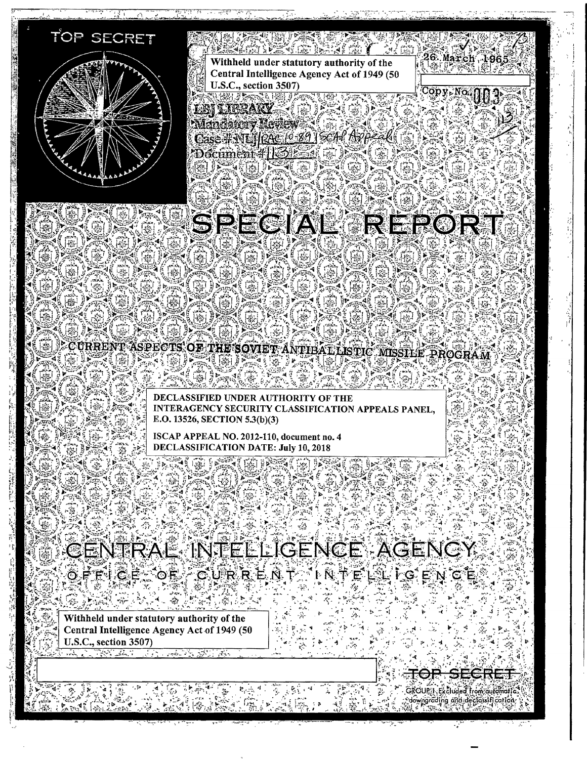TOP SECRET

Withheld under statutory authority of the Central Intelligence Agency Act of 1949 (50 U.S.C., section 3507)

26 March 1965

Copy No. 003

LBJ LIBRARY
Mandatory Review
Case # NLJ/RAC 10-89 / SCAP Appeal
Document # 113

# SPECIAL REPORT

## CURRENT ASPECTS OF THE SOVIET ANTIBALLISTIC MISSILE PROGRAM

DECLASSIFIED UNDER AUTHORITY OF THE INTERAGENCY SECURITY CLASSIFICATION APPEALS PANEL, E.O. 13526, SECTION 5.3(b)(3)

ISCAP APPEAL NO. 2012-110, document no. 4
DECLASSIFICATION DATE: July 10, 2018

# CENTRAL INTELLIGENCE AGENCY

## OFFICE OF CURRENT INTELLIGENCE

Withheld under statutory authority of the Central Intelligence Agency Act of 1949 (50 U.S.C., section 3507)

TOP SECRET

GROUP 1 Excluded from automatic downgrading and declassification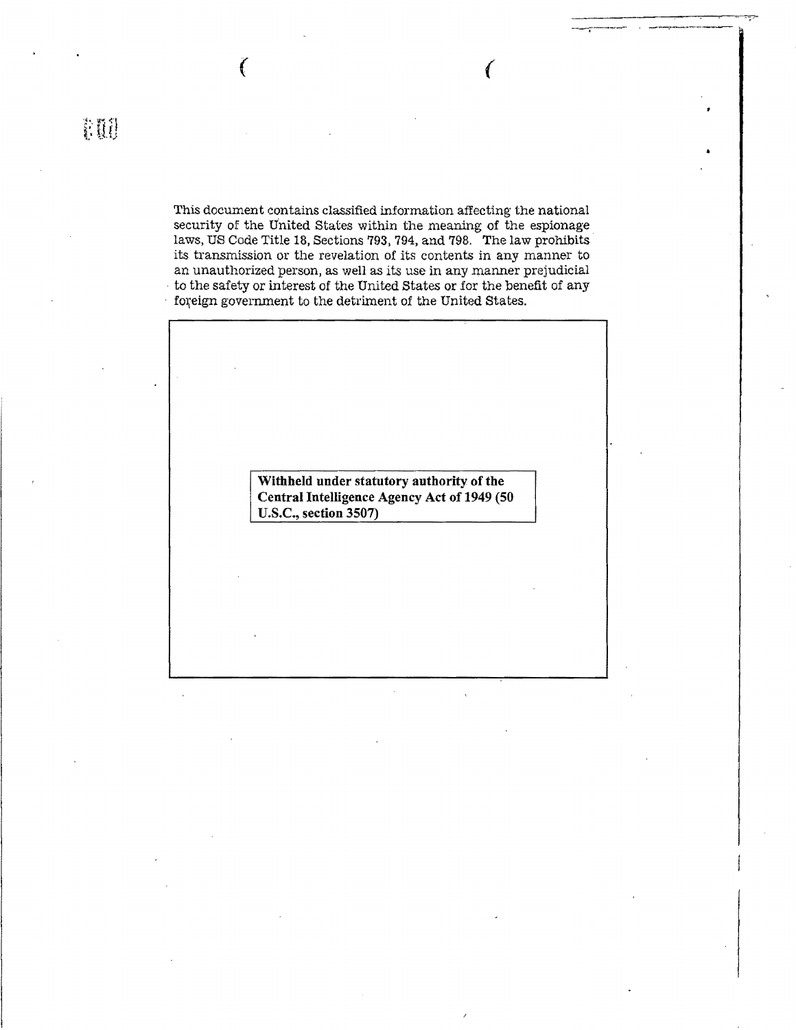This document contains classified information affecting the national security of the United States within the meaning of the espionage laws, US Code Title 18, Sections 793, 794, and 798. The law prohibits its transmission or the revelation of its contents in any manner to an unauthorized person, as well as its use in any manner prejudicial to the safety or interest of the United States or for the benefit of any foreign government to the detriment of the United States.

**Withheld under statutory authority of the Central Intelligence Agency Act of 1949 (50 U.S.C., section 3507)**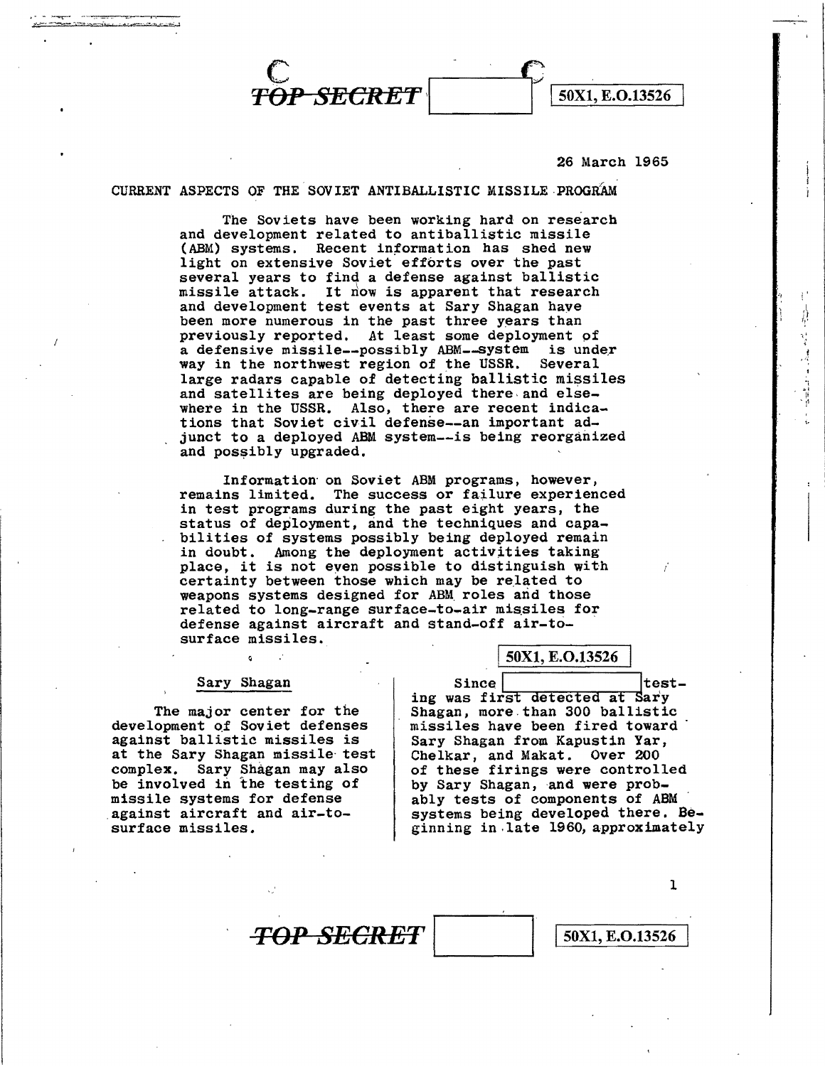TOP SECRET 50X1, E.O.13526

26 March 1965

CURRENT ASPECTS OF THE SOVIET ANTIBALLISTIC MISSILE PROGRAM

The Soviets have been working hard on research and development related to antiballistic missile (ABM) systems. Recent information has shed new light on extensive Soviet efforts over the past several years to find a defense against ballistic missile attack. It now is apparent that research and development test events at Sary Shagan have been more numerous in the past three years than previously reported. At least some deployment of a defensive missile--possibly ABM--system is under way in the northwest region of the USSR. Several large radars capable of detecting ballistic missiles and satellites are being deployed there and elsewhere in the USSR. Also, there are recent indications that Soviet civil defense--an important adjunct to a deployed ABM system--is being reorganized and possibly upgraded.

Information on Soviet ABM programs, however, remains limited. The success or failure experienced in test programs during the past eight years, the status of deployment, and the techniques and capabilities of systems possibly being deployed remain in doubt. Among the deployment activities taking place, it is not even possible to distinguish with certainty between those which may be related to weapons systems designed for ABM roles and those related to long-range surface-to-air missiles for defense against aircraft and stand-off air-to-surface missiles.

## Sary Shagan

The major center for the development of Soviet defenses against ballistic missiles is at the Sary Shagan missile test complex. Sary Shagan may also be involved in the testing of missile systems for defense against aircraft and air-to-surface missiles.

50X1, E.O.13526

Since [ ] testing was first detected at Sary Shagan, more than 300 ballistic missiles have been fired toward Sary Shagan from Kapustin Yar, Chelkar, and Makat. Over 200 of these firings were controlled by Sary Shagan, and were probably tests of components of ABM systems being developed there. Beginning in late 1960, approximately

TOP SECRET 50X1, E.O.13526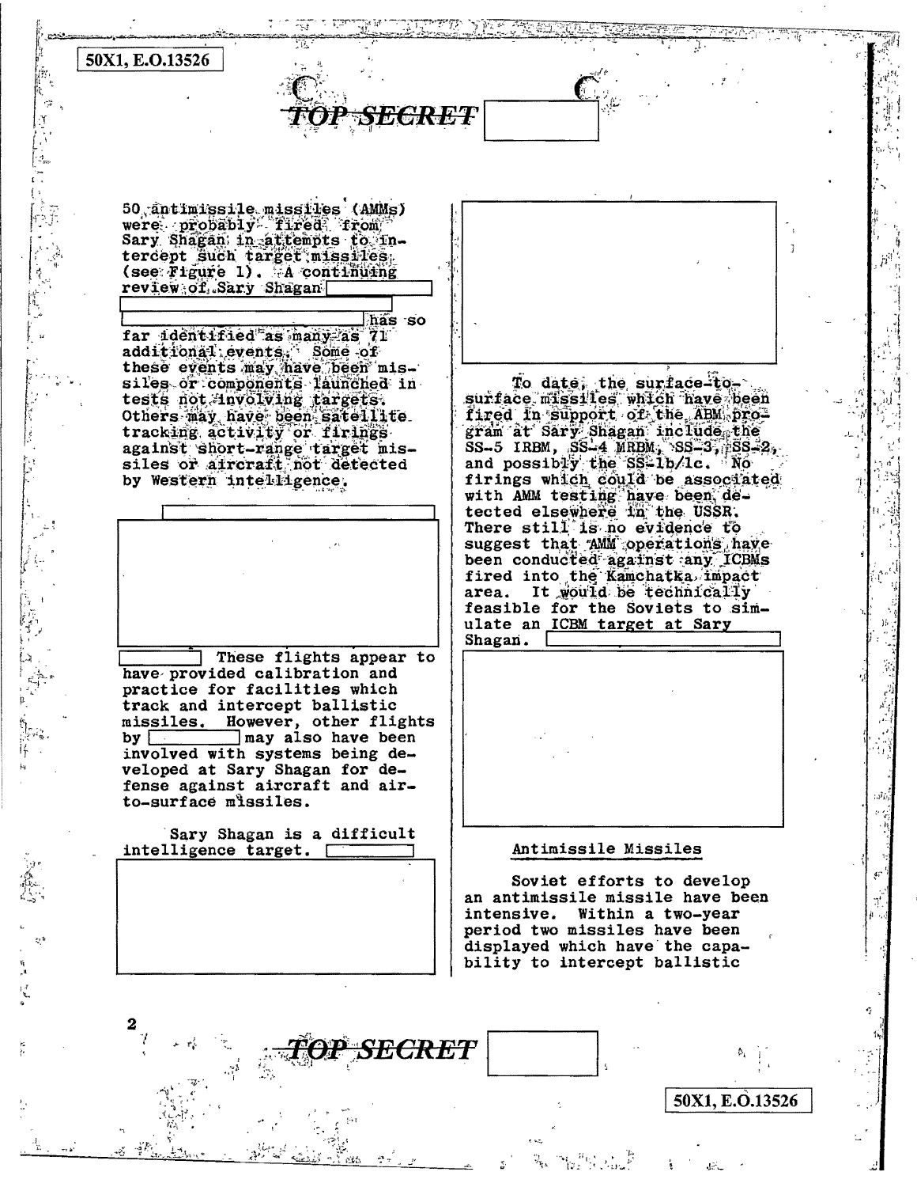50 antimissile missiles (AMMs) were probably fired from Sary Shagan in attempts to intercept such target missiles (see Figure 1). A continuing review of Sary Shagan has so far identified as many as 71 additional events. Some of these events may have been missiles or components launched in tests not involving targets. Others may have been satellite tracking activity or firings against short-range target missiles or aircraft not detected by Western intelligence.

These flights appear to have provided calibration and practice for facilities which track and intercept ballistic missiles. However, other flights by may also have been involved with systems being developed at Sary Shagan for defense against aircraft and air-to-surface missiles.

Sary Shagan is a difficult intelligence target.

To date, the surface-to-surface missiles which have been fired in support of the ABM program at Sary Shagan include the SS-5 IRBM, SS-4 MRBM, SS-3, SS-2, and possibly the SS-1b/1c. No firings which could be associated with AMM testing have been detected elsewhere in the USSR. There still is no evidence to suggest that AMM operations have been conducted against any ICBMs fired into the Kamchatka impact area. It would be technically feasible for the Soviets to simulate an ICBM target at Sary Shagan.

## Antimissile Missiles

Soviet efforts to develop an antimissile missile have been intensive. Within a two-year period two missiles have been displayed which have the capability to intercept ballistic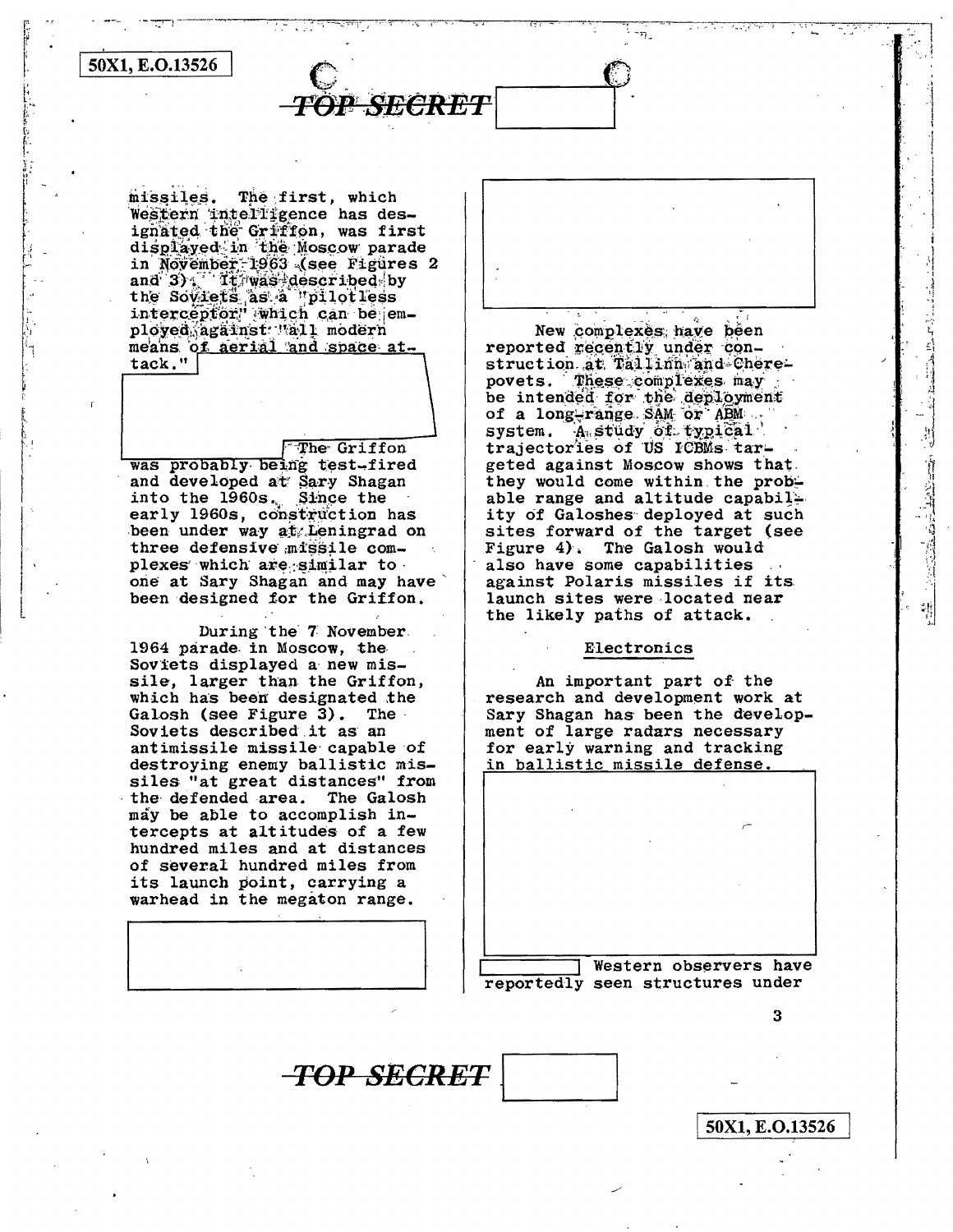missiles. The first, which Western intelligence has designated the Griffon, was first displayed in the Moscow parade in November 1963 (see Figures 2 and 3). It was described by the Soviets as a "pilotless interceptor" which can be employed against "all modern means of aerial and space attack."

The Griffon was probably being test-fired and developed at Sary Shagan into the 1960s. Since the early 1960s, construction has been under way at Leningrad on three defensive missile complexes which are similar to one at Sary Shagan and may have been designed for the Griffon.

During the 7 November 1964 parade in Moscow, the Soviets displayed a new missile, larger than the Griffon, which has been designated the Galosh (see Figure 3). The Soviets described it as an antimissile missile capable of destroying enemy ballistic missiles "at great distances" from the defended area. The Galosh may be able to accomplish intercepts at altitudes of a few hundred miles and at distances of several hundred miles from its launch point, carrying a warhead in the megaton range.

New complexes have been reported recently under construction at Tallinn and Cherepovets. These complexes may be intended for the deployment of a long-range SAM or ABM system. A study of typical trajectories of US ICBMs targeted against Moscow shows that they would come within the probable range and altitude capability of Galoshes deployed at such sites forward of the target (see Figure 4). The Galosh would also have some capabilities against Polaris missiles if its launch sites were located near the likely paths of attack.

## Electronics

An important part of the research and development work at Sary Shagan has been the development of large radars necessary for early warning and tracking in ballistic missile defense.

Western observers have reportedly seen structures under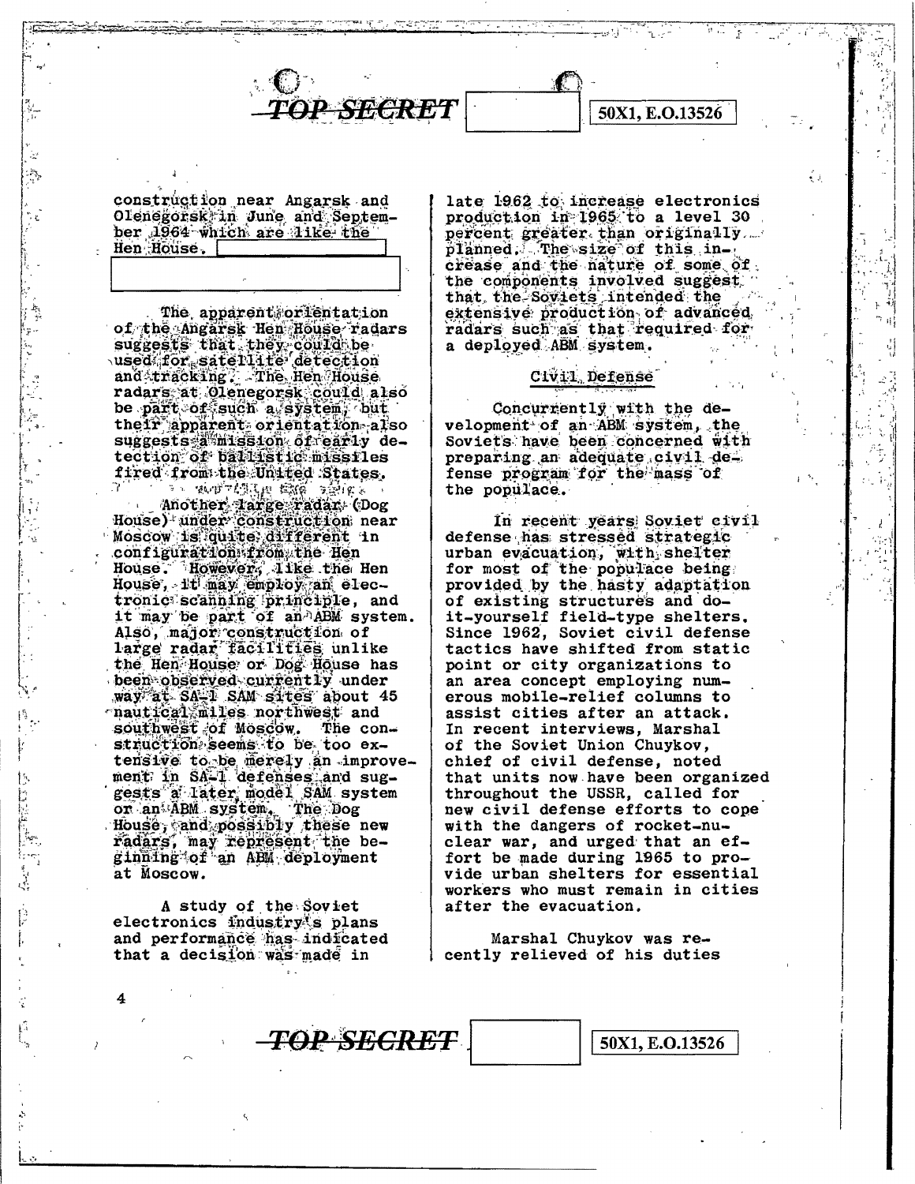construction near Angarsk and Olenegorsk in June and September 1964 which are like the Hen House.

The apparent orientation of the Angarsk Hen House radars suggests that they could be used for satellite detection and tracking. The Hen House radars at Olenegorsk could also be part of such a system, but their apparent orientation also suggests a mission of early detection of ballistic missiles fired from the United States.

Another large radar (Dog House) under construction near Moscow is quite different in configuration from the Hen House. However, like the Hen House, it may employ an electronic scanning principle, and it may be part of an ABM system. Also, major construction of large radar facilities unlike the Hen House or Dog House has been observed currently under way at SA-1 SAM sites about 45 nautical miles northwest and southwest of Moscow. The construction seems to be too extensive to be merely an improvement in SA-1 defenses and suggests a later model SAM system or an ABM system. The Dog House, and possibly these new radars, may represent the beginning of an ABM deployment at Moscow.

A study of the Soviet electronics industry's plans and performance has indicated that a decision was made in late 1962 to increase electronics production in 1965 to a level 30 percent greater than originally planned. The size of this increase and the nature of some of the components involved suggest that the Soviets intended the extensive production of advanced radars such as that required for a deployed ABM system.

## Civil Defense

Concurrently with the development of an ABM system, the Soviets have been concerned with preparing an adequate civil defense program for the mass of the populace.

In recent years Soviet civil defense has stressed strategic urban evacuation, with shelter for most of the populace being provided by the hasty adaptation of existing structures and do-it-yourself field-type shelters. Since 1962, Soviet civil defense tactics have shifted from static point or city organizations to an area concept employing numerous mobile-relief columns to assist cities after an attack. In recent interviews, Marshal of the Soviet Union Chuykov, chief of civil defense, noted that units now have been organized throughout the USSR, called for new civil defense efforts to cope with the dangers of rocket-nuclear war, and urged that an effort be made during 1965 to provide urban shelters for essential workers who must remain in cities after the evacuation.

Marshal Chuykov was recently relieved of his duties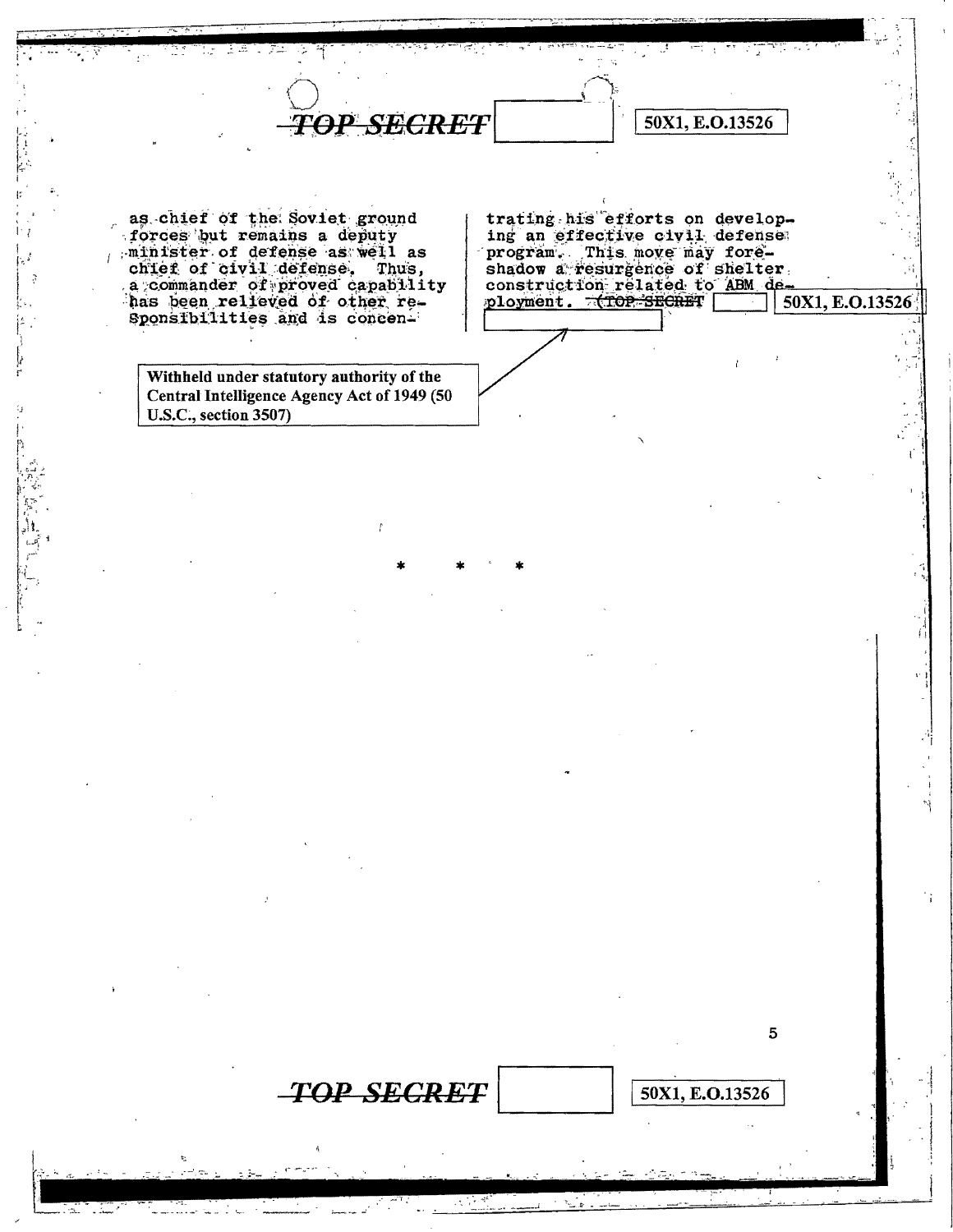as chief of the Soviet ground forces but remains a deputy minister of defense as well as chief of civil defense. Thus, a commander of proved capability has been relieved of other responsibilities and is concentrating his efforts on developing an effective civil defense program. This move may foreshadow a resurgence of shelter construction related to ABM deployment. ~~(TOP SECRET~~ [ ] 50X1, E.O.13526

[ ]

Withheld under statutory authority of the Central Intelligence Agency Act of 1949 (50 U.S.C., section 3507)

\* \* \*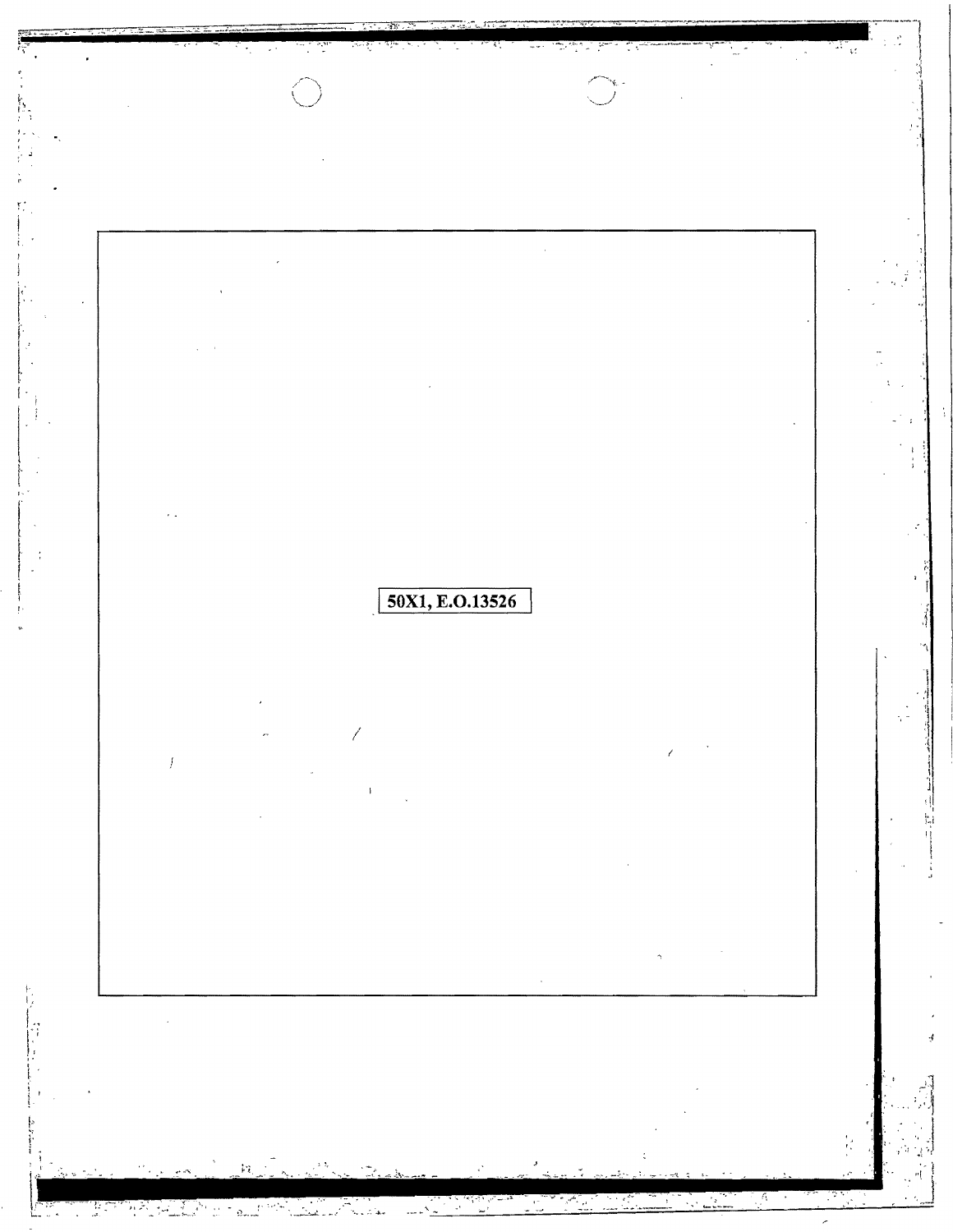50X1, E.O.13526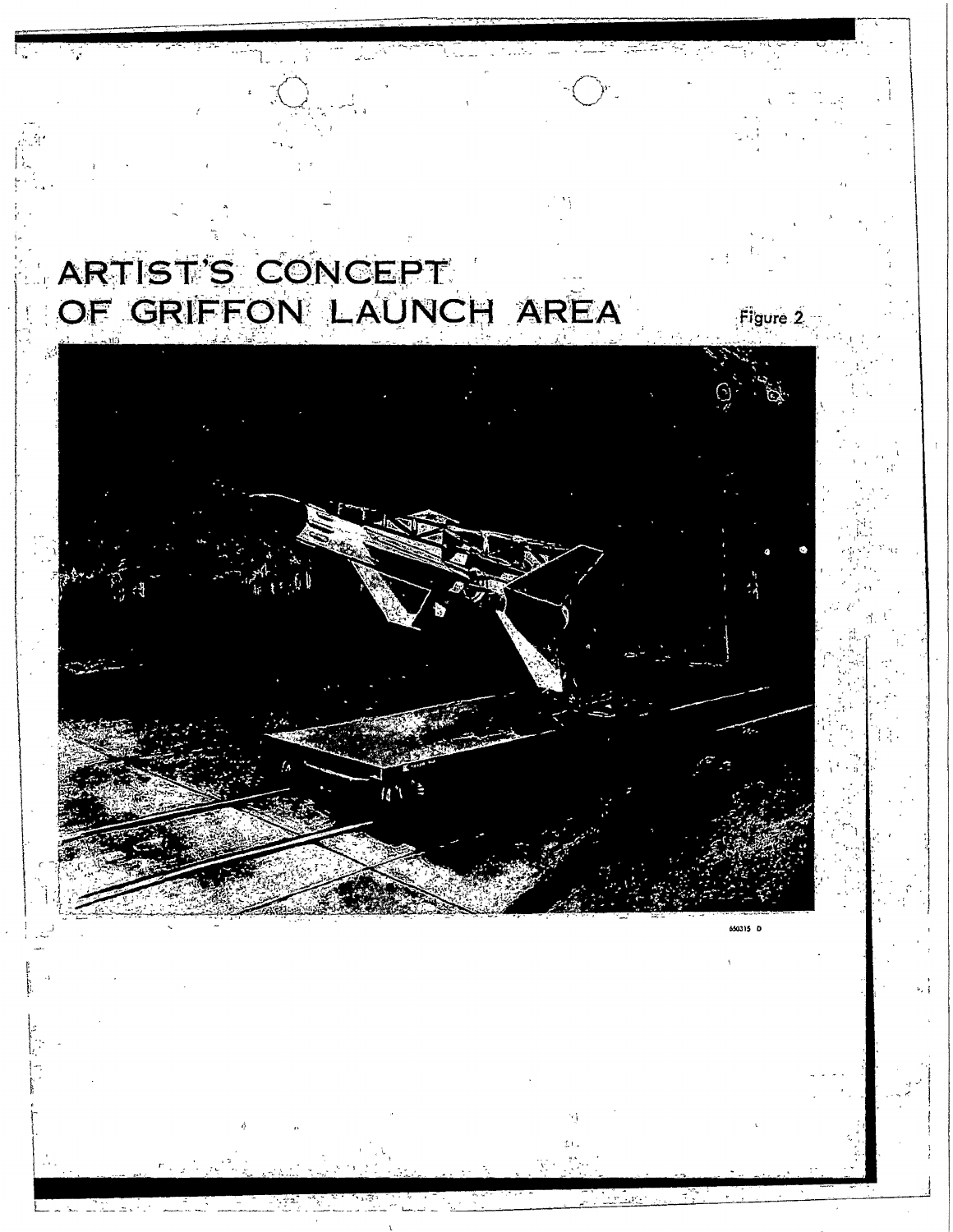# ARTIST'S CONCEPT OF GRIFFON LAUNCH AREA

Figure 2

650315 D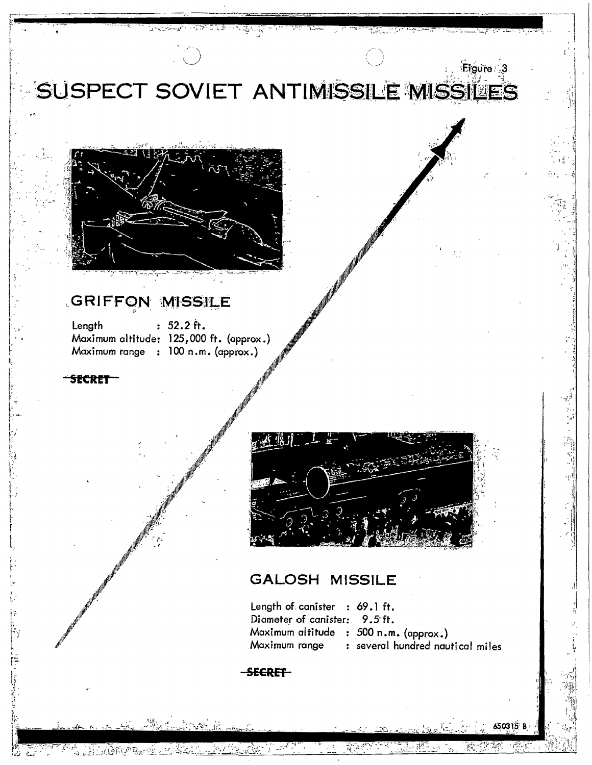Figure 3

# SUSPECT SOVIET ANTIMISSILE MISSILES

## GRIFFON MISSILE

Length : 52.2 ft.
Maximum altitude: 125,000 ft. (approx.)
Maximum range : 100 n.m. (approx.)

~~SECRET~~

## GALOSH MISSILE

Length of canister : 69.1 ft.
Diameter of canister: 9.5 ft.
Maximum altitude : 500 n.m. (approx.)
Maximum range : several hundred nautical miles

~~SECRET~~

650315 B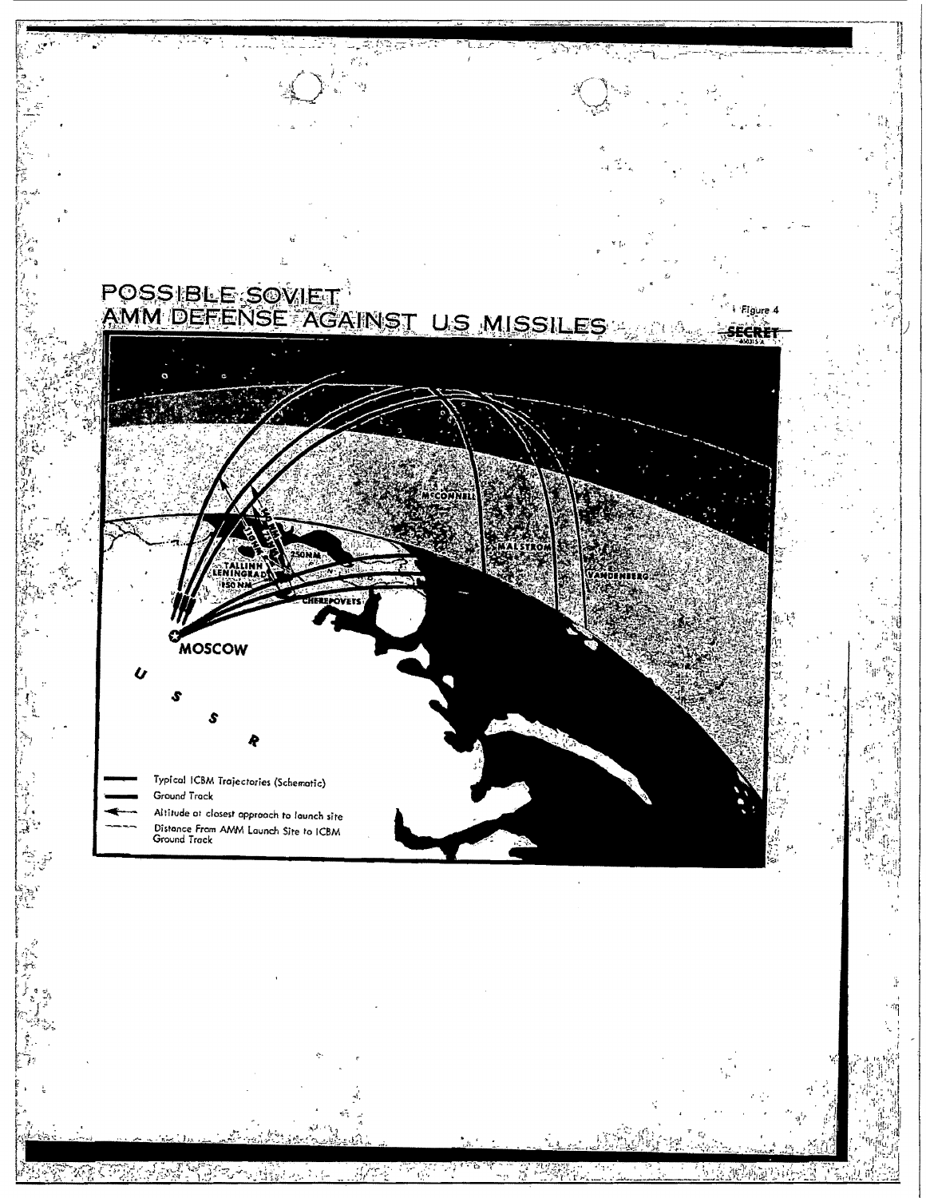# POSSIBLE SOVIET AMM DEFENSE AGAINST US MISSILES

Figure 4

SECRET

MCCONNELL

MALSTROM

VANDENBERG

TALLINN

LENINGRAD

250NM

150 NM

CHEREPOVETS

MOSCOW

U S S R

- Typical ICBM Trajectories (Schematic)
- Ground Track
- Altitude at closest approach to launch site
- Distance From AMM Launch Site to ICBM Ground Track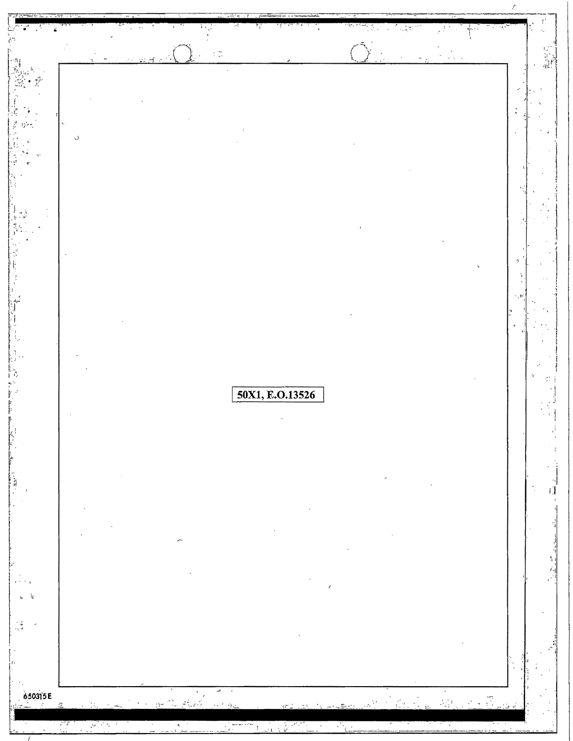50X1, E.O.13526

650315E